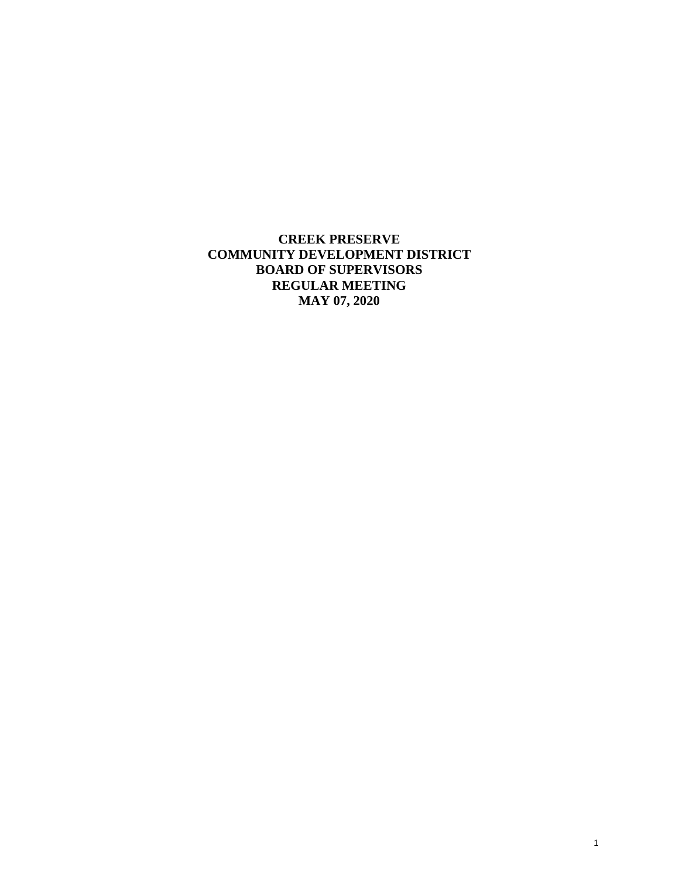**CREEK PRESERVE**
**COMMUNITY DEVELOPMENT DISTRICT**
**BOARD OF SUPERVISORS**
**REGULAR MEETING**
**MAY 07, 2020**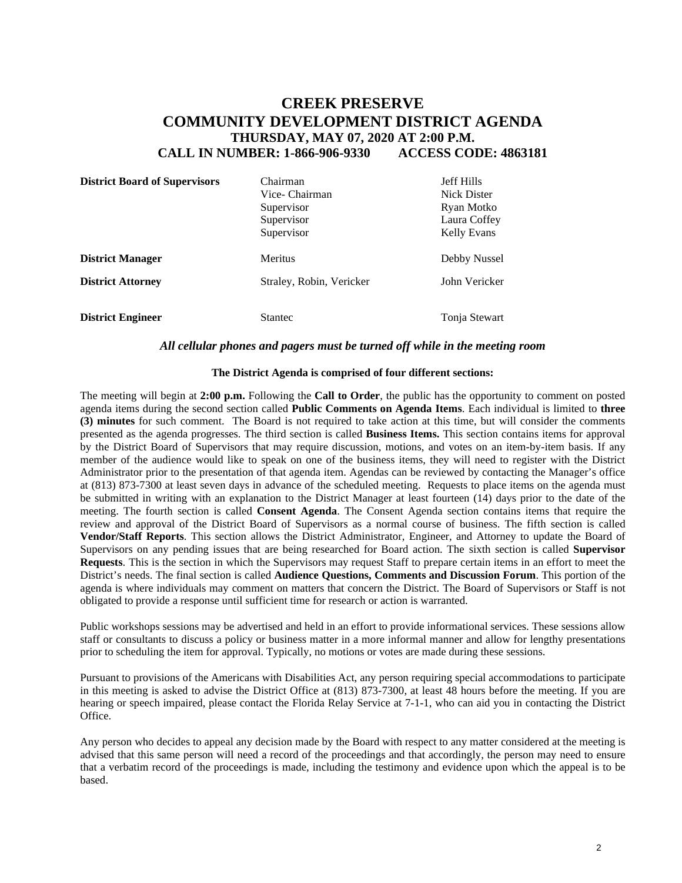# CREEK PRESERVE
# COMMUNITY DEVELOPMENT DISTRICT AGENDA
### THURSDAY, MAY 07, 2020 AT 2:00 P.M.
### CALL IN NUMBER: 1-866-906-9330 ACCESS CODE: 4863181

| | | |
|---|---|---|
| **District Board of Supervisors** | Chairman | Jeff Hills |
| | Vice- Chairman | Nick Dister |
| | Supervisor | Ryan Motko |
| | Supervisor | Laura Coffey |
| | Supervisor | Kelly Evans |
| **District Manager** | Meritus | Debby Nussel |
| **District Attorney** | Straley, Robin, Vericker | John Vericker |
| **District Engineer** | Stantec | Tonja Stewart |

***All cellular phones and pagers must be turned off while in the meeting room***

**The District Agenda is comprised of four different sections:**

The meeting will begin at **2:00 p.m.** Following the **Call to Order**, the public has the opportunity to comment on posted agenda items during the second section called **Public Comments on Agenda Items**. Each individual is limited to **three (3) minutes** for such comment. The Board is not required to take action at this time, but will consider the comments presented as the agenda progresses. The third section is called **Business Items.** This section contains items for approval by the District Board of Supervisors that may require discussion, motions, and votes on an item-by-item basis. If any member of the audience would like to speak on one of the business items, they will need to register with the District Administrator prior to the presentation of that agenda item. Agendas can be reviewed by contacting the Manager's office at (813) 873-7300 at least seven days in advance of the scheduled meeting. Requests to place items on the agenda must be submitted in writing with an explanation to the District Manager at least fourteen (14) days prior to the date of the meeting. The fourth section is called **Consent Agenda**. The Consent Agenda section contains items that require the review and approval of the District Board of Supervisors as a normal course of business. The fifth section is called **Vendor/Staff Reports**. This section allows the District Administrator, Engineer, and Attorney to update the Board of Supervisors on any pending issues that are being researched for Board action. The sixth section is called **Supervisor Requests**. This is the section in which the Supervisors may request Staff to prepare certain items in an effort to meet the District's needs. The final section is called **Audience Questions, Comments and Discussion Forum**. This portion of the agenda is where individuals may comment on matters that concern the District. The Board of Supervisors or Staff is not obligated to provide a response until sufficient time for research or action is warranted.

Public workshops sessions may be advertised and held in an effort to provide informational services. These sessions allow staff or consultants to discuss a policy or business matter in a more informal manner and allow for lengthy presentations prior to scheduling the item for approval. Typically, no motions or votes are made during these sessions.

Pursuant to provisions of the Americans with Disabilities Act, any person requiring special accommodations to participate in this meeting is asked to advise the District Office at (813) 873-7300, at least 48 hours before the meeting. If you are hearing or speech impaired, please contact the Florida Relay Service at 7-1-1, who can aid you in contacting the District Office.

Any person who decides to appeal any decision made by the Board with respect to any matter considered at the meeting is advised that this same person will need a record of the proceedings and that accordingly, the person may need to ensure that a verbatim record of the proceedings is made, including the testimony and evidence upon which the appeal is to be based.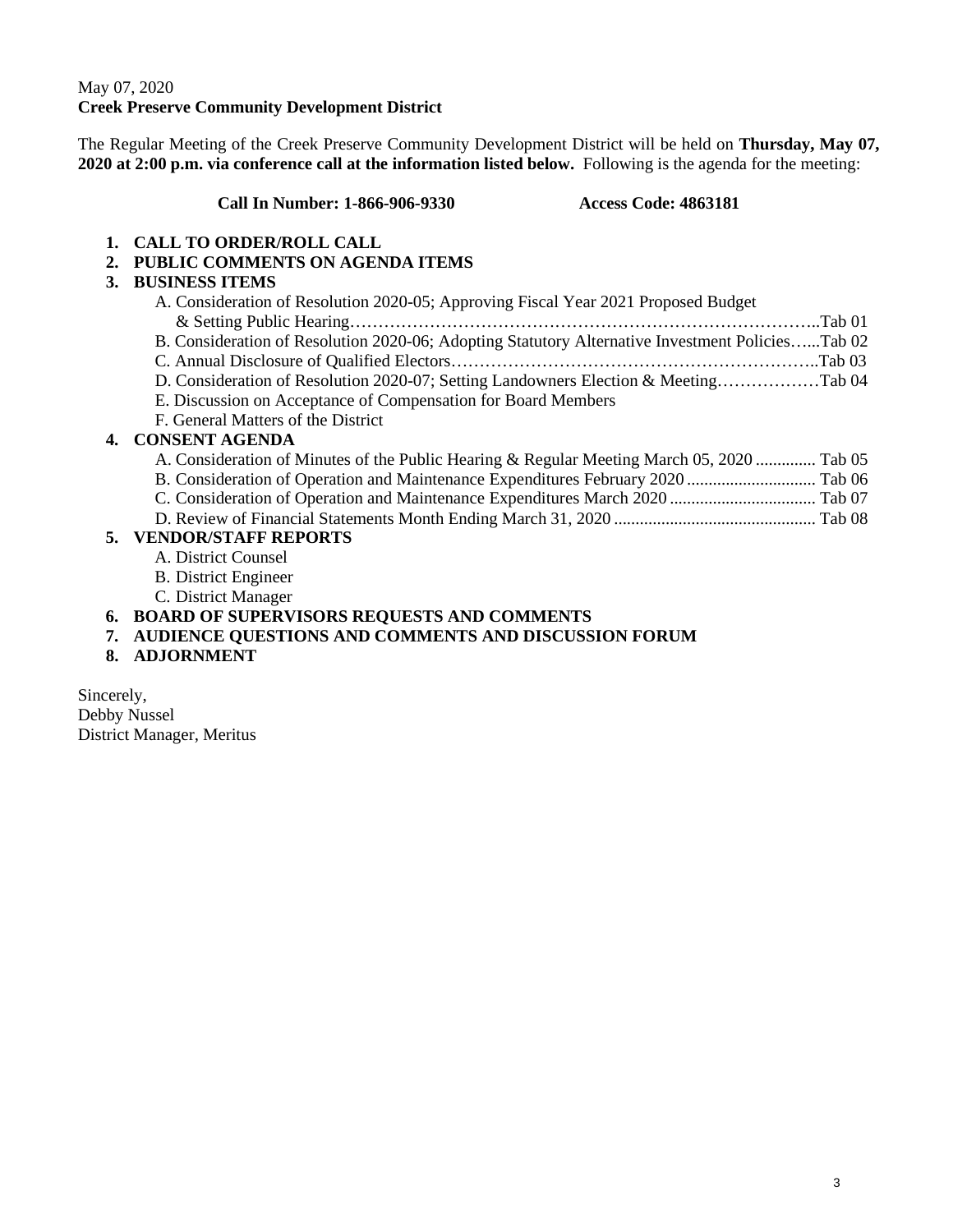May 07, 2020
**Creek Preserve Community Development District**

The Regular Meeting of the Creek Preserve Community Development District will be held on **Thursday, May 07, 2020 at 2:00 p.m. via conference call at the information listed below.** Following is the agenda for the meeting:

**Call In Number: 1-866-906-9330 Access Code: 4863181**

1. **CALL TO ORDER/ROLL CALL**
2. **PUBLIC COMMENTS ON AGENDA ITEMS**
3. **BUSINESS ITEMS**
   - A. Consideration of Resolution 2020-05; Approving Fiscal Year 2021 Proposed Budget & Setting Public Hearing……………………………………………………………………..Tab 01
   - B. Consideration of Resolution 2020-06; Adopting Statutory Alternative Investment Policies…...Tab 02
   - C. Annual Disclosure of Qualified Electors………………………………………………………..Tab 03
   - D. Consideration of Resolution 2020-07; Setting Landowners Election & Meeting………………Tab 04
   - E. Discussion on Acceptance of Compensation for Board Members
   - F. General Matters of the District
4. **CONSENT AGENDA**
   - A. Consideration of Minutes of the Public Hearing & Regular Meeting March 05, 2020 .............. Tab 05
   - B. Consideration of Operation and Maintenance Expenditures February 2020 ............................. Tab 06
   - C. Consideration of Operation and Maintenance Expenditures March 2020 .................................. Tab 07
   - D. Review of Financial Statements Month Ending March 31, 2020 ............................................... Tab 08
5. **VENDOR/STAFF REPORTS**
   - A. District Counsel
   - B. District Engineer
   - C. District Manager
6. **BOARD OF SUPERVISORS REQUESTS AND COMMENTS**
7. **AUDIENCE QUESTIONS AND COMMENTS AND DISCUSSION FORUM**
8. **ADJORNMENT**

Sincerely,
Debby Nussel
District Manager, Meritus